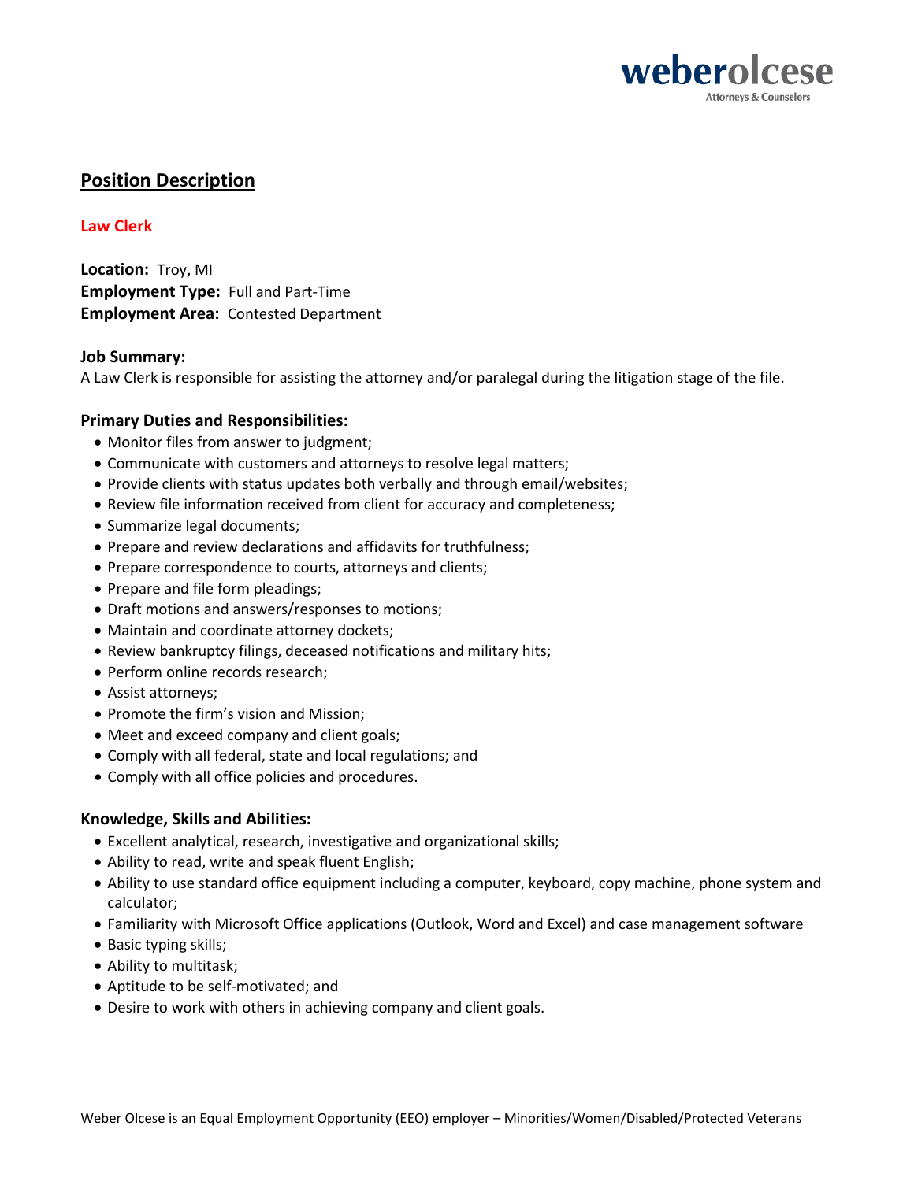weberolcese
Attorneys & Counselors

## Position Description

### Law Clerk

**Location:** Troy, MI
**Employment Type:** Full and Part-Time
**Employment Area:** Contested Department

**Job Summary:**
A Law Clerk is responsible for assisting the attorney and/or paralegal during the litigation stage of the file.

**Primary Duties and Responsibilities:**

- Monitor files from answer to judgment;
- Communicate with customers and attorneys to resolve legal matters;
- Provide clients with status updates both verbally and through email/websites;
- Review file information received from client for accuracy and completeness;
- Summarize legal documents;
- Prepare and review declarations and affidavits for truthfulness;
- Prepare correspondence to courts, attorneys and clients;
- Prepare and file form pleadings;
- Draft motions and answers/responses to motions;
- Maintain and coordinate attorney dockets;
- Review bankruptcy filings, deceased notifications and military hits;
- Perform online records research;
- Assist attorneys;
- Promote the firm's vision and Mission;
- Meet and exceed company and client goals;
- Comply with all federal, state and local regulations; and
- Comply with all office policies and procedures.

**Knowledge, Skills and Abilities:**

- Excellent analytical, research, investigative and organizational skills;
- Ability to read, write and speak fluent English;
- Ability to use standard office equipment including a computer, keyboard, copy machine, phone system and calculator;
- Familiarity with Microsoft Office applications (Outlook, Word and Excel) and case management software
- Basic typing skills;
- Ability to multitask;
- Aptitude to be self-motivated; and
- Desire to work with others in achieving company and client goals.

Weber Olcese is an Equal Employment Opportunity (EEO) employer – Minorities/Women/Disabled/Protected Veterans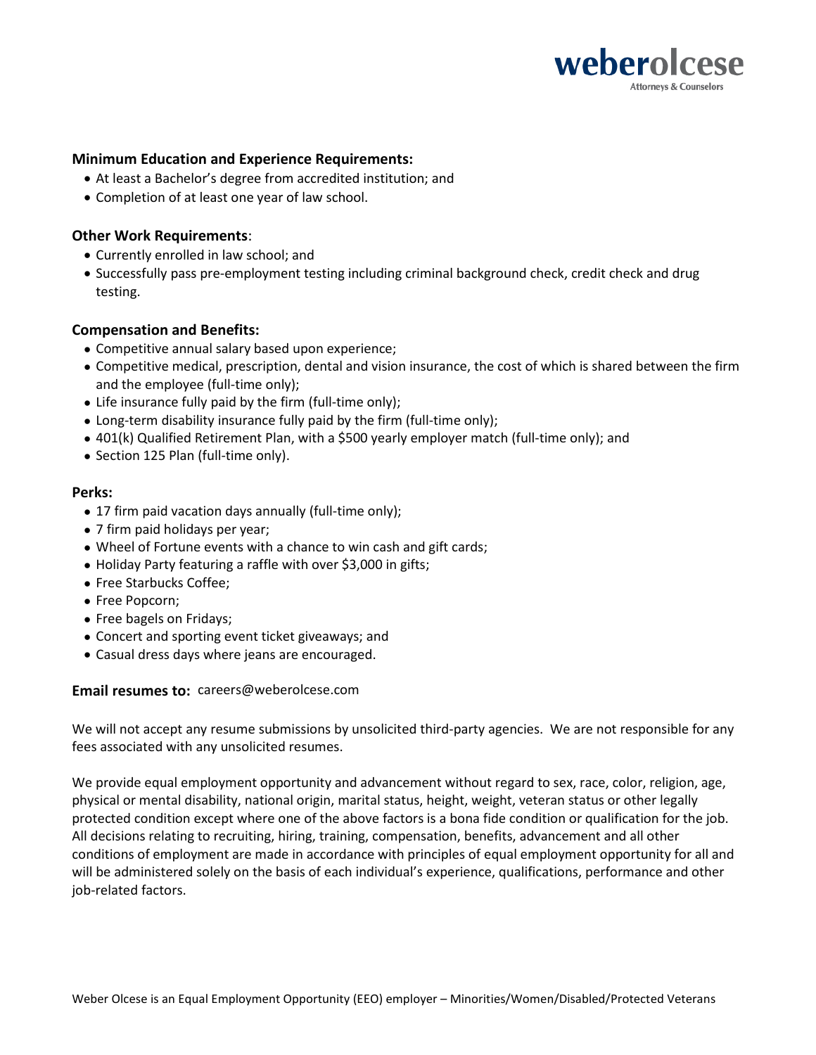**Minimum Education and Experience Requirements:**

- At least a Bachelor's degree from accredited institution; and
- Completion of at least one year of law school.

**Other Work Requirements**:

- Currently enrolled in law school; and
- Successfully pass pre-employment testing including criminal background check, credit check and drug testing.

**Compensation and Benefits:**

- Competitive annual salary based upon experience;
- Competitive medical, prescription, dental and vision insurance, the cost of which is shared between the firm and the employee (full-time only);
- Life insurance fully paid by the firm (full-time only);
- Long-term disability insurance fully paid by the firm (full-time only);
- 401(k) Qualified Retirement Plan, with a $500 yearly employer match (full-time only); and
- Section 125 Plan (full-time only).

**Perks:**

- 17 firm paid vacation days annually (full-time only);
- 7 firm paid holidays per year;
- Wheel of Fortune events with a chance to win cash and gift cards;
- Holiday Party featuring a raffle with over $3,000 in gifts;
- Free Starbucks Coffee;
- Free Popcorn;
- Free bagels on Fridays;
- Concert and sporting event ticket giveaways; and
- Casual dress days where jeans are encouraged.

**Email resumes to:** careers@weberolcese.com

We will not accept any resume submissions by unsolicited third-party agencies. We are not responsible for any fees associated with any unsolicited resumes.

We provide equal employment opportunity and advancement without regard to sex, race, color, religion, age, physical or mental disability, national origin, marital status, height, weight, veteran status or other legally protected condition except where one of the above factors is a bona fide condition or qualification for the job. All decisions relating to recruiting, hiring, training, compensation, benefits, advancement and all other conditions of employment are made in accordance with principles of equal employment opportunity for all and will be administered solely on the basis of each individual's experience, qualifications, performance and other job-related factors.

Weber Olcese is an Equal Employment Opportunity (EEO) employer – Minorities/Women/Disabled/Protected Veterans